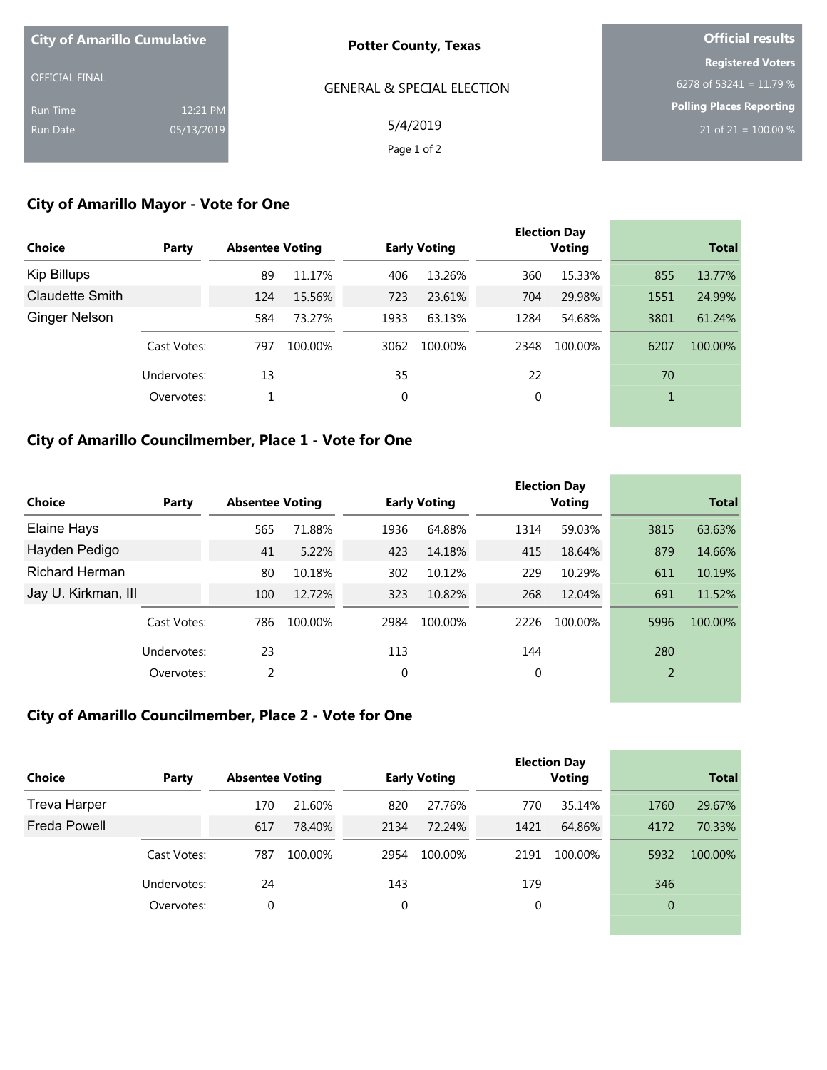**City of Amarillo Cumulative**

OFFICIAL FINAL

Run Time 12:21 PM
Run Date 05/13/2019

**Potter County, Texas**

GENERAL & SPECIAL ELECTION

5/4/2019

**Official results**

**Registered Voters**
6278 of 53241 = 11.79 %

**Polling Places Reporting**
21 of 21 = 100.00 %

## City of Amarillo Mayor - Vote for One

| Choice | Party | Absentee Voting | | Early Voting | | Election Day Voting | | Total | |
|---|---|---|---|---|---|---|---|---|---|
| Kip Billups | | 89 | 11.17% | 406 | 13.26% | 360 | 15.33% | 855 | 13.77% |
| Claudette Smith | | 124 | 15.56% | 723 | 23.61% | 704 | 29.98% | 1551 | 24.99% |
| Ginger Nelson | | 584 | 73.27% | 1933 | 63.13% | 1284 | 54.68% | 3801 | 61.24% |
| | Cast Votes: | 797 | 100.00% | 3062 | 100.00% | 2348 | 100.00% | 6207 | 100.00% |
| | Undervotes: | 13 | | 35 | | 22 | | 70 | |
| | Overvotes: | 1 | | 0 | | 0 | | 1 | |

## City of Amarillo Councilmember, Place 1 - Vote for One

| Choice | Party | Absentee Voting | | Early Voting | | Election Day Voting | | Total | |
|---|---|---|---|---|---|---|---|---|---|
| Elaine Hays | | 565 | 71.88% | 1936 | 64.88% | 1314 | 59.03% | 3815 | 63.63% |
| Hayden Pedigo | | 41 | 5.22% | 423 | 14.18% | 415 | 18.64% | 879 | 14.66% |
| Richard Herman | | 80 | 10.18% | 302 | 10.12% | 229 | 10.29% | 611 | 10.19% |
| Jay U. Kirkman, III | | 100 | 12.72% | 323 | 10.82% | 268 | 12.04% | 691 | 11.52% |
| | Cast Votes: | 786 | 100.00% | 2984 | 100.00% | 2226 | 100.00% | 5996 | 100.00% |
| | Undervotes: | 23 | | 113 | | 144 | | 280 | |
| | Overvotes: | 2 | | 0 | | 0 | | 2 | |

## City of Amarillo Councilmember, Place 2 - Vote for One

| Choice | Party | Absentee Voting | | Early Voting | | Election Day Voting | | Total | |
|---|---|---|---|---|---|---|---|---|---|
| Treva Harper | | 170 | 21.60% | 820 | 27.76% | 770 | 35.14% | 1760 | 29.67% |
| Freda Powell | | 617 | 78.40% | 2134 | 72.24% | 1421 | 64.86% | 4172 | 70.33% |
| | Cast Votes: | 787 | 100.00% | 2954 | 100.00% | 2191 | 100.00% | 5932 | 100.00% |
| | Undervotes: | 24 | | 143 | | 179 | | 346 | |
| | Overvotes: | 0 | | 0 | | 0 | | 0 | |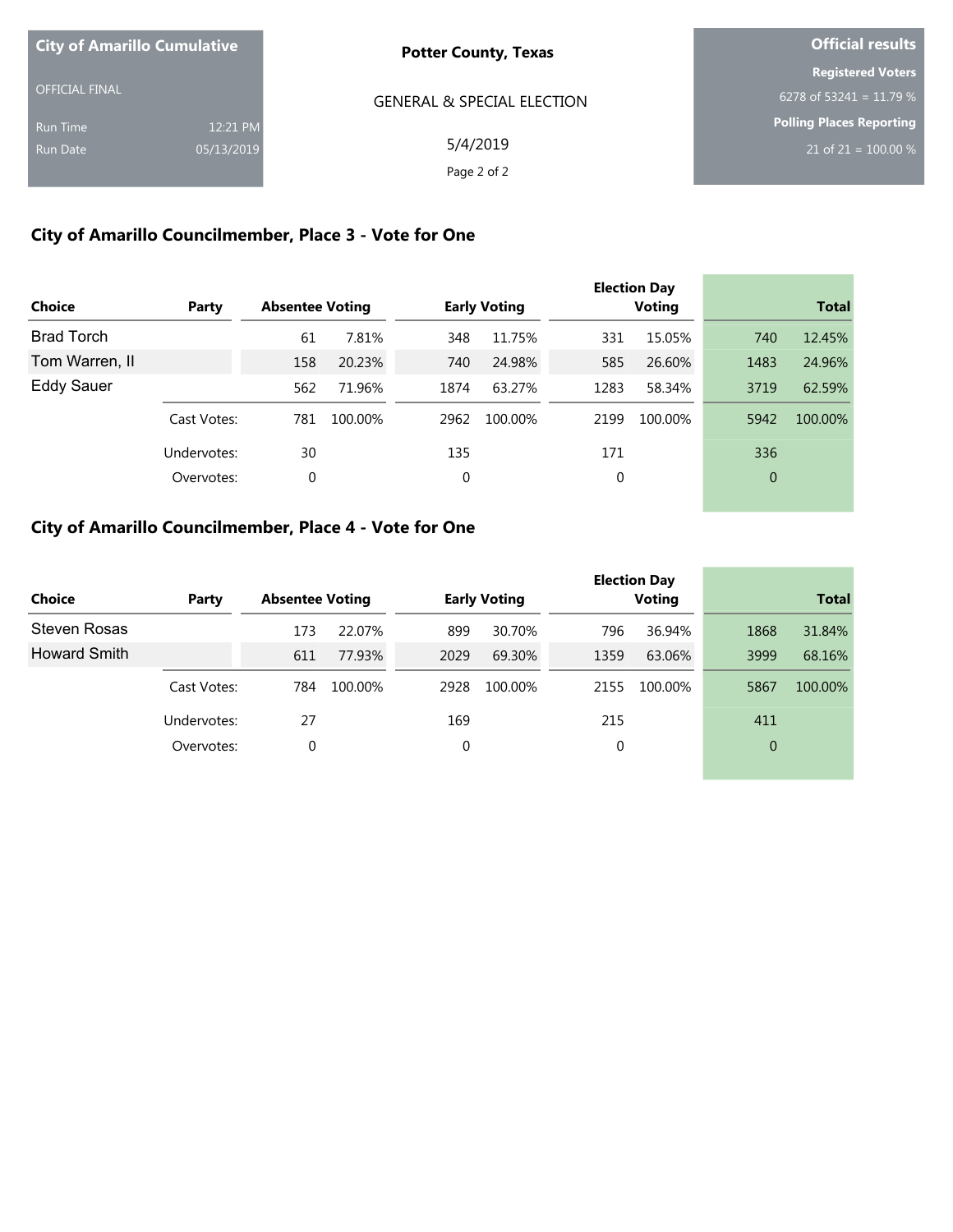City of Amarillo Cumulative

OFFICIAL FINAL

Run Time 12:21 PM

Run Date 05/13/2019

**Potter County, Texas**

GENERAL & SPECIAL ELECTION

5/4/2019

**Official results**

**Registered Voters**

6278 of 53241 = 11.79 %

**Polling Places Reporting**

21 of 21 = 100.00 %

## City of Amarillo Councilmember, Place 3 - Vote for One

| Choice | Party | Absentee Voting | | Early Voting | | Election Day Voting | | Total | |
|---|---|---|---|---|---|---|---|---|---|
| Brad Torch | | 61 | 7.81% | 348 | 11.75% | 331 | 15.05% | 740 | 12.45% |
| Tom Warren, II | | 158 | 20.23% | 740 | 24.98% | 585 | 26.60% | 1483 | 24.96% |
| Eddy Sauer | | 562 | 71.96% | 1874 | 63.27% | 1283 | 58.34% | 3719 | 62.59% |
| | Cast Votes: | 781 | 100.00% | 2962 | 100.00% | 2199 | 100.00% | 5942 | 100.00% |
| | Undervotes: | 30 | | 135 | | 171 | | 336 | |
| | Overvotes: | 0 | | 0 | | 0 | | 0 | |

## City of Amarillo Councilmember, Place 4 - Vote for One

| Choice | Party | Absentee Voting | | Early Voting | | Election Day Voting | | Total | |
|---|---|---|---|---|---|---|---|---|---|
| Steven Rosas | | 173 | 22.07% | 899 | 30.70% | 796 | 36.94% | 1868 | 31.84% |
| Howard Smith | | 611 | 77.93% | 2029 | 69.30% | 1359 | 63.06% | 3999 | 68.16% |
| | Cast Votes: | 784 | 100.00% | 2928 | 100.00% | 2155 | 100.00% | 5867 | 100.00% |
| | Undervotes: | 27 | | 169 | | 215 | | 411 | |
| | Overvotes: | 0 | | 0 | | 0 | | 0 | |